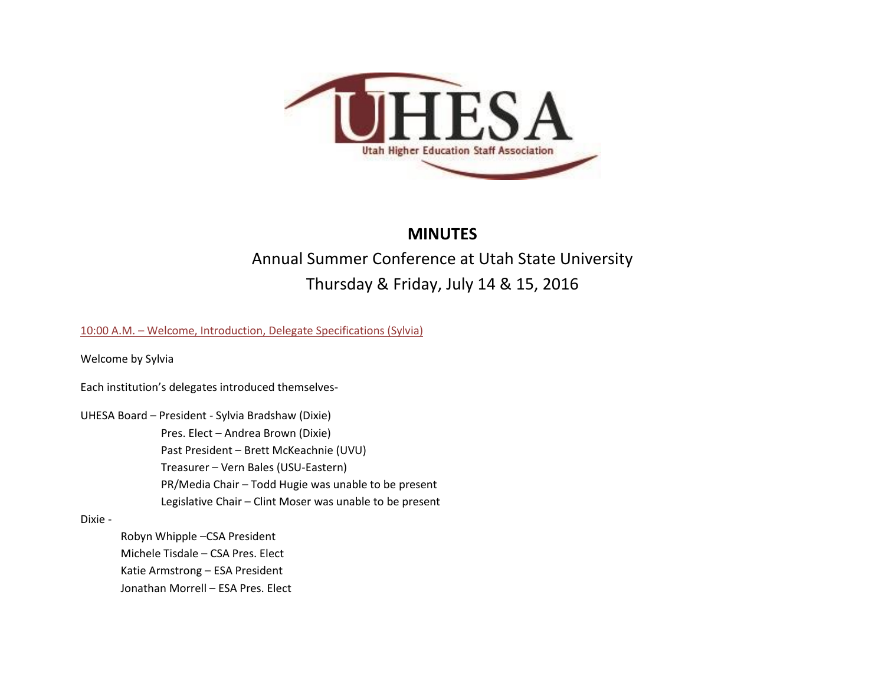UHESA

Utah Higher Education Staff Association

# MINUTES

## Annual Summer Conference at Utah State University

## Thursday & Friday, July 14 & 15, 2016

10:00 A.M. – Welcome, Introduction, Delegate Specifications (Sylvia)

Welcome by Sylvia

Each institution's delegates introduced themselves-

UHESA Board – President - Sylvia Bradshaw (Dixie)
- Pres. Elect – Andrea Brown (Dixie)
- Past President – Brett McKeachnie (UVU)
- Treasurer – Vern Bales (USU-Eastern)
- PR/Media Chair – Todd Hugie was unable to be present
- Legislative Chair – Clint Moser was unable to be present

Dixie -
- Robyn Whipple –CSA President
- Michele Tisdale – CSA Pres. Elect
- Katie Armstrong – ESA President
- Jonathan Morrell – ESA Pres. Elect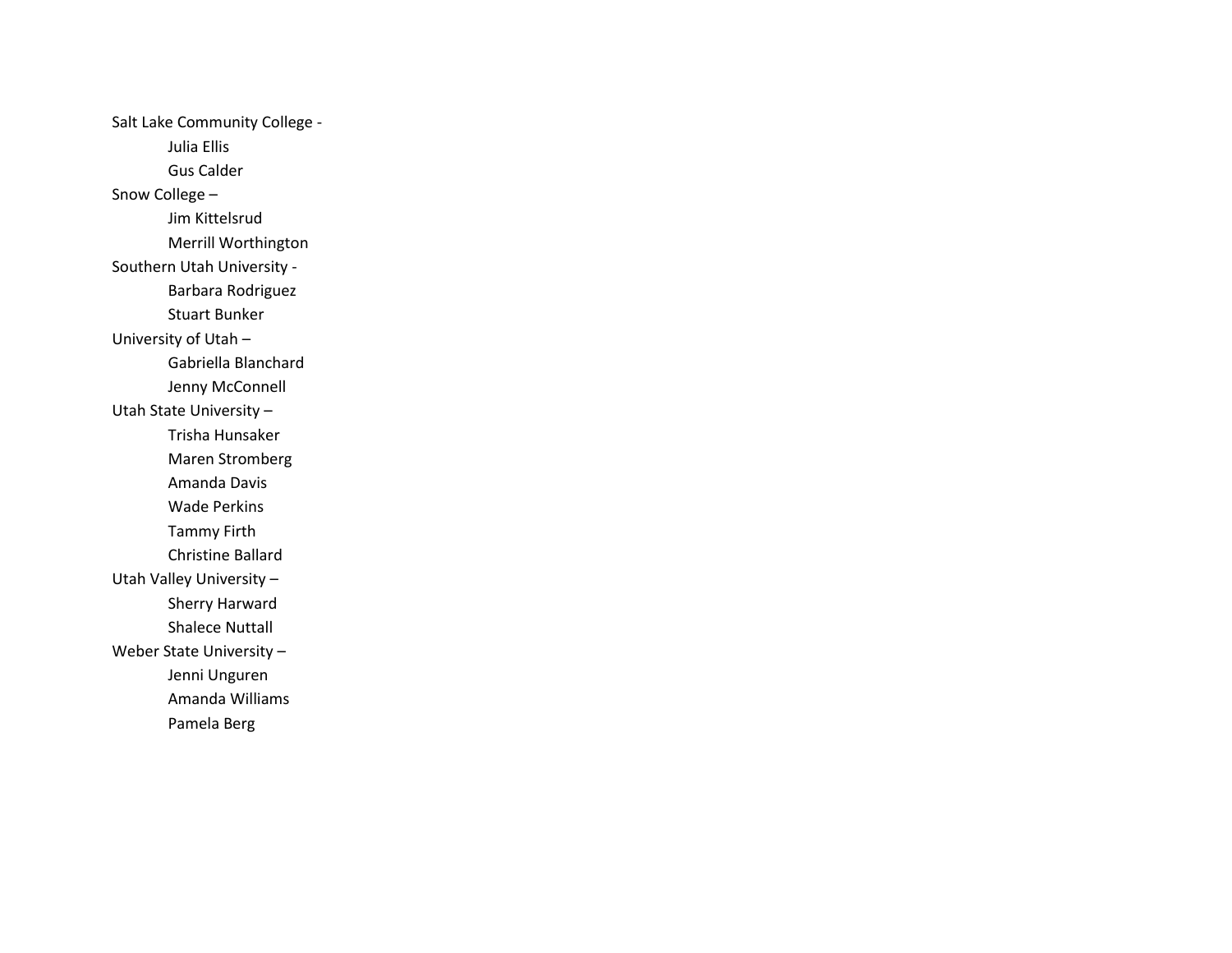Salt Lake Community College -

- Julia Ellis
- Gus Calder

Snow College –

- Jim Kittelsrud
- Merrill Worthington

Southern Utah University -

- Barbara Rodriguez
- Stuart Bunker

University of Utah –

- Gabriella Blanchard
- Jenny McConnell

Utah State University –

- Trisha Hunsaker
- Maren Stromberg
- Amanda Davis
- Wade Perkins
- Tammy Firth
- Christine Ballard

Utah Valley University –

- Sherry Harward
- Shalece Nuttall

Weber State University –

- Jenni Unguren
- Amanda Williams
- Pamela Berg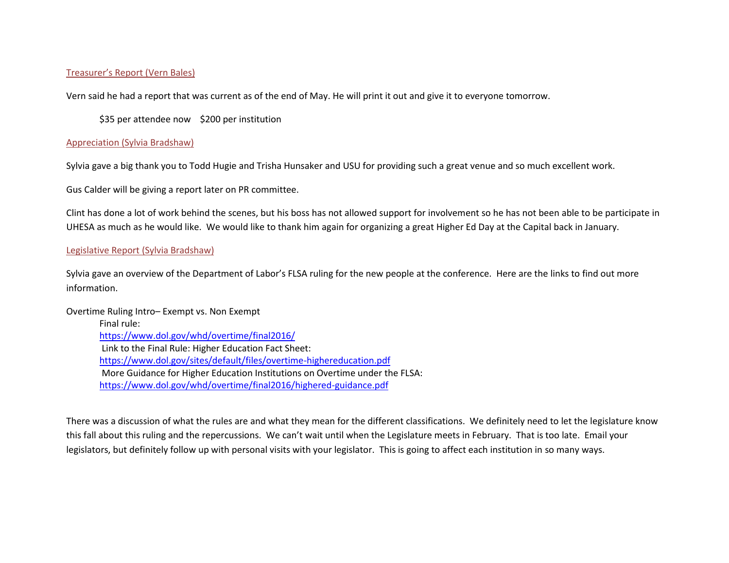### Treasurer's Report (Vern Bales)

Vern said he had a report that was current as of the end of May. He will print it out and give it to everyone tomorrow.

$35 per attendee now    $200 per institution

### Appreciation (Sylvia Bradshaw)

Sylvia gave a big thank you to Todd Hugie and Trisha Hunsaker and USU for providing such a great venue and so much excellent work.

Gus Calder will be giving a report later on PR committee.

Clint has done a lot of work behind the scenes, but his boss has not allowed support for involvement so he has not been able to be participate in UHESA as much as he would like.  We would like to thank him again for organizing a great Higher Ed Day at the Capital back in January.

### Legislative Report (Sylvia Bradshaw)

Sylvia gave an overview of the Department of Labor's FLSA ruling for the new people at the conference.  Here are the links to find out more information.

Overtime Ruling Intro– Exempt vs. Non Exempt

- Final rule:
  https://www.dol.gov/whd/overtime/final2016/
- Link to the Final Rule: Higher Education Fact Sheet:
  https://www.dol.gov/sites/default/files/overtime-highereducation.pdf
- More Guidance for Higher Education Institutions on Overtime under the FLSA:
  https://www.dol.gov/whd/overtime/final2016/highered-guidance.pdf

There was a discussion of what the rules are and what they mean for the different classifications.  We definitely need to let the legislature know this fall about this ruling and the repercussions.  We can't wait until when the Legislature meets in February.  That is too late.  Email your legislators, but definitely follow up with personal visits with your legislator.  This is going to affect each institution in so many ways.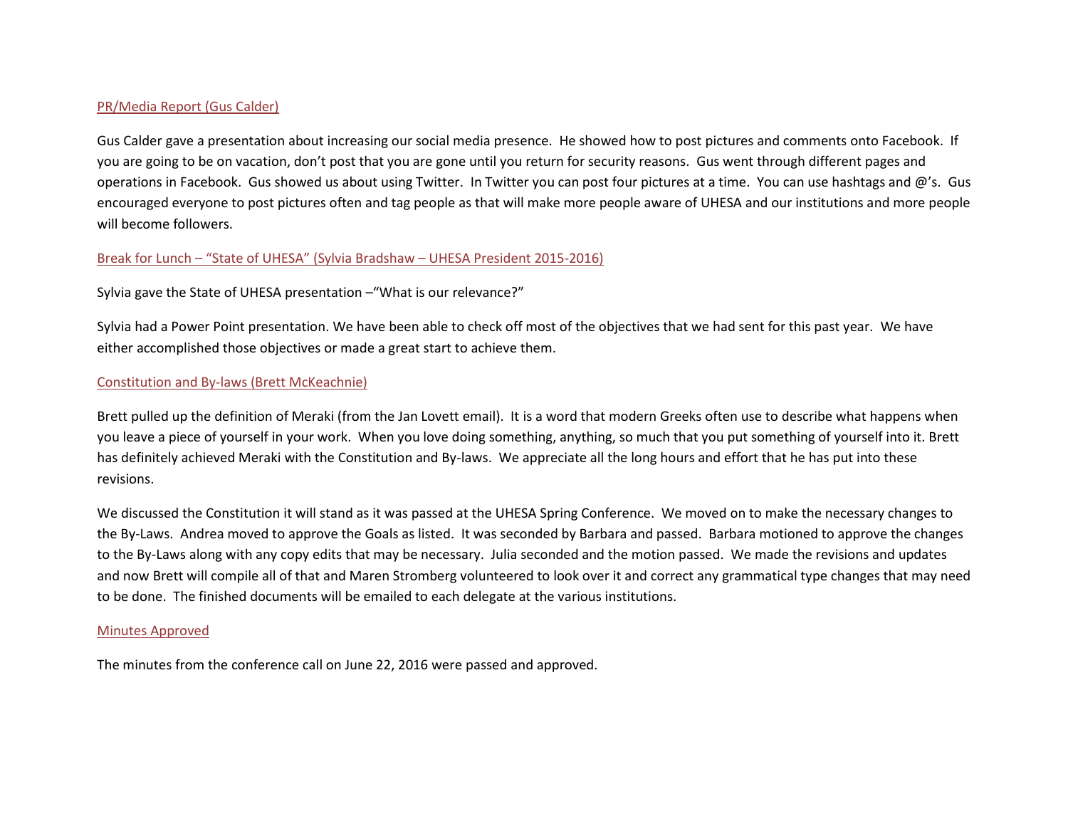## PR/Media Report (Gus Calder)

Gus Calder gave a presentation about increasing our social media presence. He showed how to post pictures and comments onto Facebook. If you are going to be on vacation, don't post that you are gone until you return for security reasons. Gus went through different pages and operations in Facebook. Gus showed us about using Twitter. In Twitter you can post four pictures at a time. You can use hashtags and @'s. Gus encouraged everyone to post pictures often and tag people as that will make more people aware of UHESA and our institutions and more people will become followers.

## Break for Lunch – "State of UHESA" (Sylvia Bradshaw – UHESA President 2015-2016)

Sylvia gave the State of UHESA presentation –"What is our relevance?"

Sylvia had a Power Point presentation. We have been able to check off most of the objectives that we had sent for this past year. We have either accomplished those objectives or made a great start to achieve them.

## Constitution and By-laws (Brett McKeachnie)

Brett pulled up the definition of Meraki (from the Jan Lovett email). It is a word that modern Greeks often use to describe what happens when you leave a piece of yourself in your work. When you love doing something, anything, so much that you put something of yourself into it. Brett has definitely achieved Meraki with the Constitution and By-laws. We appreciate all the long hours and effort that he has put into these revisions.

We discussed the Constitution it will stand as it was passed at the UHESA Spring Conference. We moved on to make the necessary changes to the By-Laws. Andrea moved to approve the Goals as listed. It was seconded by Barbara and passed. Barbara motioned to approve the changes to the By-Laws along with any copy edits that may be necessary. Julia seconded and the motion passed. We made the revisions and updates and now Brett will compile all of that and Maren Stromberg volunteered to look over it and correct any grammatical type changes that may need to be done. The finished documents will be emailed to each delegate at the various institutions.

## Minutes Approved

The minutes from the conference call on June 22, 2016 were passed and approved.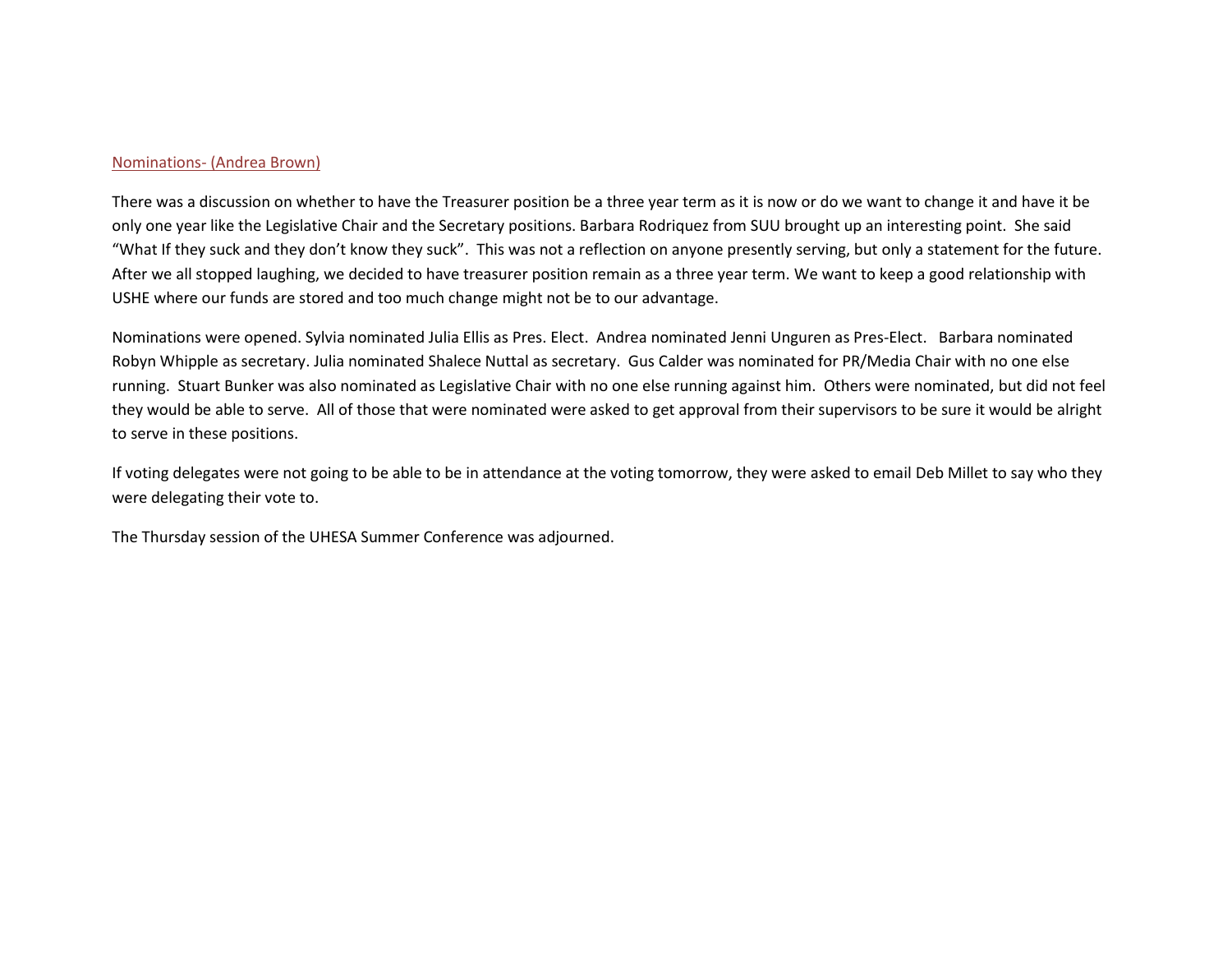## Nominations- (Andrea Brown)

There was a discussion on whether to have the Treasurer position be a three year term as it is now or do we want to change it and have it be only one year like the Legislative Chair and the Secretary positions. Barbara Rodriquez from SUU brought up an interesting point. She said "What If they suck and they don't know they suck". This was not a reflection on anyone presently serving, but only a statement for the future. After we all stopped laughing, we decided to have treasurer position remain as a three year term. We want to keep a good relationship with USHE where our funds are stored and too much change might not be to our advantage.

Nominations were opened. Sylvia nominated Julia Ellis as Pres. Elect. Andrea nominated Jenni Unguren as Pres-Elect. Barbara nominated Robyn Whipple as secretary. Julia nominated Shalece Nuttal as secretary. Gus Calder was nominated for PR/Media Chair with no one else running. Stuart Bunker was also nominated as Legislative Chair with no one else running against him. Others were nominated, but did not feel they would be able to serve. All of those that were nominated were asked to get approval from their supervisors to be sure it would be alright to serve in these positions.

If voting delegates were not going to be able to be in attendance at the voting tomorrow, they were asked to email Deb Millet to say who they were delegating their vote to.

The Thursday session of the UHESA Summer Conference was adjourned.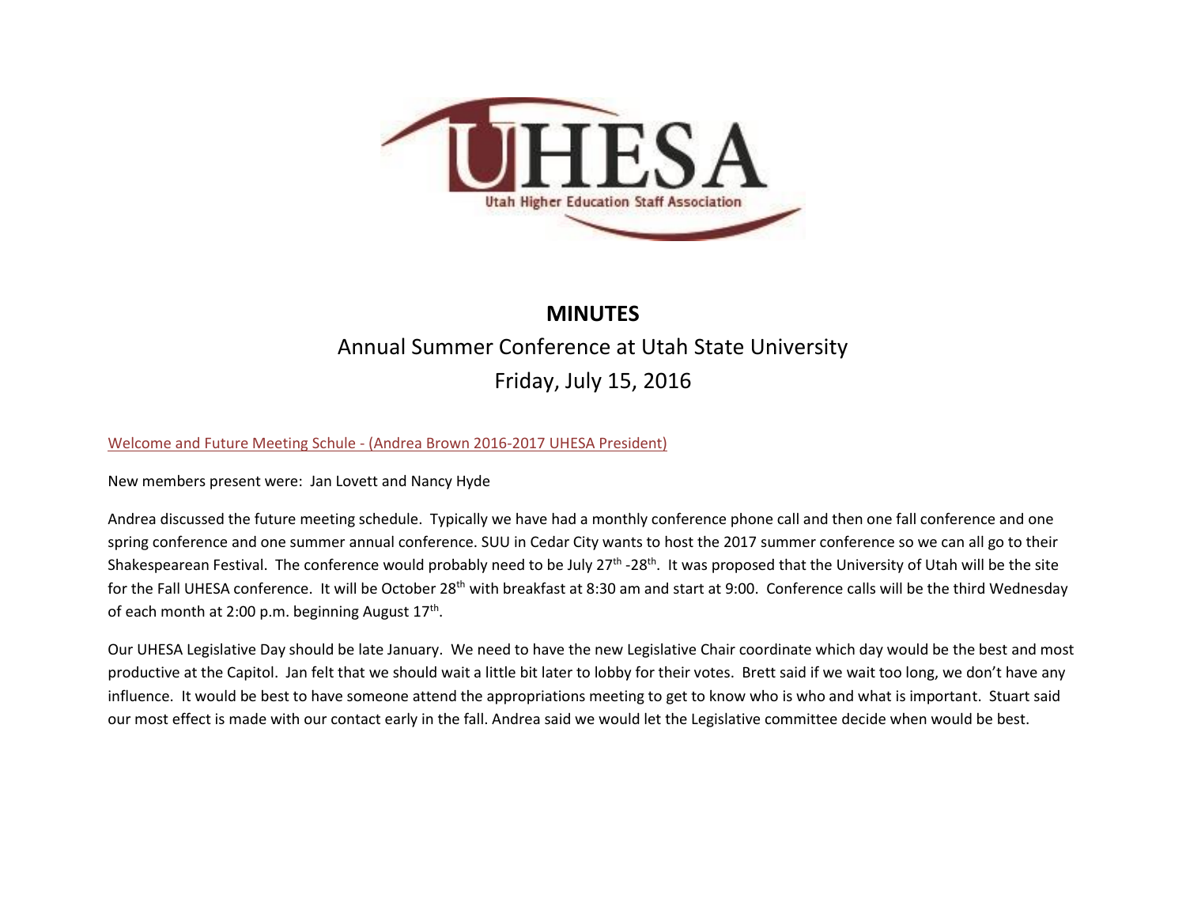Utah Higher Education Staff Association

# MINUTES

## Annual Summer Conference at Utah State University

## Friday, July 15, 2016

Welcome and Future Meeting Schule - (Andrea Brown 2016-2017 UHESA President)

New members present were: Jan Lovett and Nancy Hyde

Andrea discussed the future meeting schedule. Typically we have had a monthly conference phone call and then one fall conference and one spring conference and one summer annual conference. SUU in Cedar City wants to host the 2017 summer conference so we can all go to their Shakespearean Festival. The conference would probably need to be July 27th -28th. It was proposed that the University of Utah will be the site for the Fall UHESA conference. It will be October 28th with breakfast at 8:30 am and start at 9:00. Conference calls will be the third Wednesday of each month at 2:00 p.m. beginning August 17th.

Our UHESA Legislative Day should be late January. We need to have the new Legislative Chair coordinate which day would be the best and most productive at the Capitol. Jan felt that we should wait a little bit later to lobby for their votes. Brett said if we wait too long, we don't have any influence. It would be best to have someone attend the appropriations meeting to get to know who is who and what is important. Stuart said our most effect is made with our contact early in the fall. Andrea said we would let the Legislative committee decide when would be best.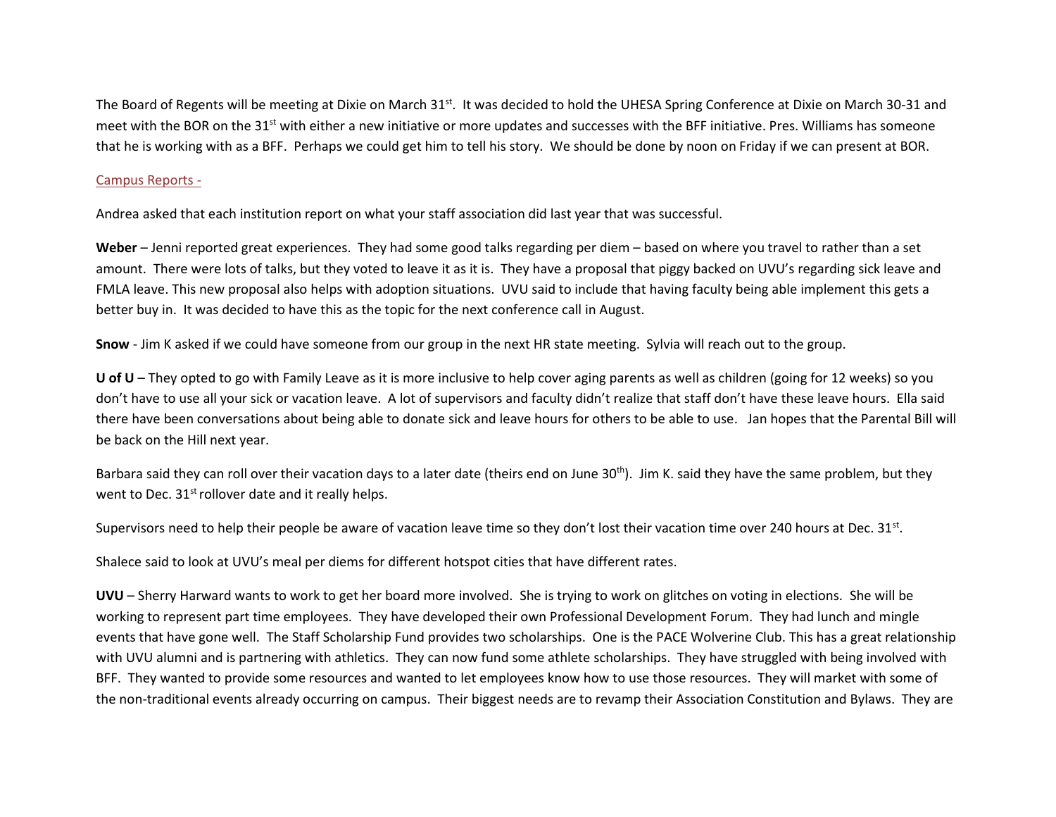The Board of Regents will be meeting at Dixie on March 31st. It was decided to hold the UHESA Spring Conference at Dixie on March 30-31 and meet with the BOR on the 31st with either a new initiative or more updates and successes with the BFF initiative. Pres. Williams has someone that he is working with as a BFF. Perhaps we could get him to tell his story. We should be done by noon on Friday if we can present at BOR.

Campus Reports -

Andrea asked that each institution report on what your staff association did last year that was successful.

**Weber** – Jenni reported great experiences. They had some good talks regarding per diem – based on where you travel to rather than a set amount. There were lots of talks, but they voted to leave it as it is. They have a proposal that piggy backed on UVU's regarding sick leave and FMLA leave. This new proposal also helps with adoption situations. UVU said to include that having faculty being able implement this gets a better buy in. It was decided to have this as the topic for the next conference call in August.

**Snow** - Jim K asked if we could have someone from our group in the next HR state meeting. Sylvia will reach out to the group.

**U of U** – They opted to go with Family Leave as it is more inclusive to help cover aging parents as well as children (going for 12 weeks) so you don't have to use all your sick or vacation leave. A lot of supervisors and faculty didn't realize that staff don't have these leave hours. Ella said there have been conversations about being able to donate sick and leave hours for others to be able to use. Jan hopes that the Parental Bill will be back on the Hill next year.

Barbara said they can roll over their vacation days to a later date (theirs end on June 30th). Jim K. said they have the same problem, but they went to Dec. 31st rollover date and it really helps.

Supervisors need to help their people be aware of vacation leave time so they don't lost their vacation time over 240 hours at Dec. 31st.

Shalece said to look at UVU's meal per diems for different hotspot cities that have different rates.

**UVU** – Sherry Harward wants to work to get her board more involved. She is trying to work on glitches on voting in elections. She will be working to represent part time employees. They have developed their own Professional Development Forum. They had lunch and mingle events that have gone well. The Staff Scholarship Fund provides two scholarships. One is the PACE Wolverine Club. This has a great relationship with UVU alumni and is partnering with athletics. They can now fund some athlete scholarships. They have struggled with being involved with BFF. They wanted to provide some resources and wanted to let employees know how to use those resources. They will market with some of the non-traditional events already occurring on campus. Their biggest needs are to revamp their Association Constitution and Bylaws. They are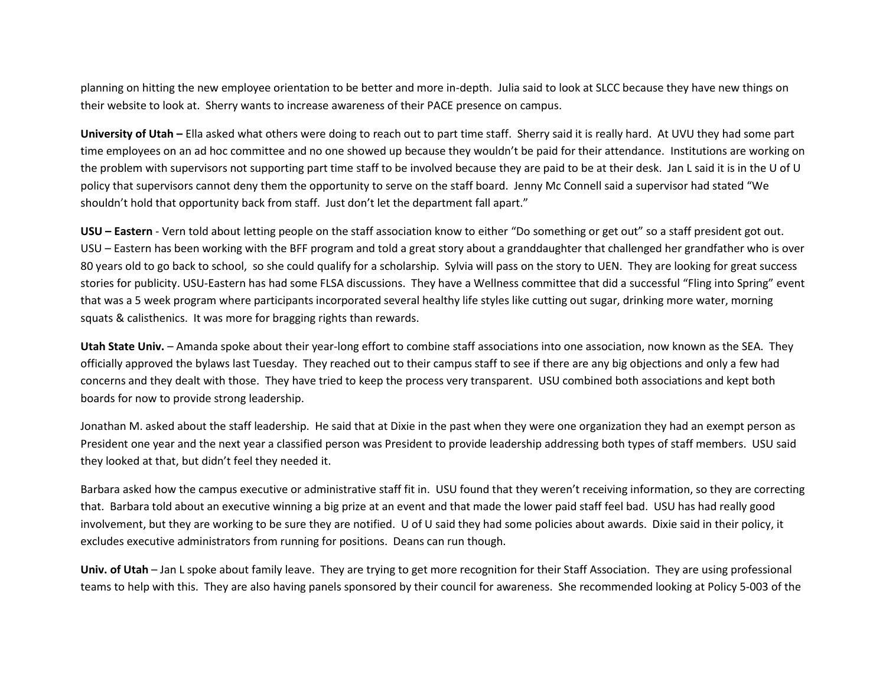planning on hitting the new employee orientation to be better and more in-depth. Julia said to look at SLCC because they have new things on their website to look at. Sherry wants to increase awareness of their PACE presence on campus.

**University of Utah –** Ella asked what others were doing to reach out to part time staff. Sherry said it is really hard. At UVU they had some part time employees on an ad hoc committee and no one showed up because they wouldn't be paid for their attendance. Institutions are working on the problem with supervisors not supporting part time staff to be involved because they are paid to be at their desk. Jan L said it is in the U of U policy that supervisors cannot deny them the opportunity to serve on the staff board. Jenny Mc Connell said a supervisor had stated "We shouldn't hold that opportunity back from staff. Just don't let the department fall apart."

**USU – Eastern** - Vern told about letting people on the staff association know to either "Do something or get out" so a staff president got out. USU – Eastern has been working with the BFF program and told a great story about a granddaughter that challenged her grandfather who is over 80 years old to go back to school, so she could qualify for a scholarship. Sylvia will pass on the story to UEN. They are looking for great success stories for publicity. USU-Eastern has had some FLSA discussions. They have a Wellness committee that did a successful "Fling into Spring" event that was a 5 week program where participants incorporated several healthy life styles like cutting out sugar, drinking more water, morning squats & calisthenics. It was more for bragging rights than rewards.

**Utah State Univ.** – Amanda spoke about their year-long effort to combine staff associations into one association, now known as the SEA. They officially approved the bylaws last Tuesday. They reached out to their campus staff to see if there are any big objections and only a few had concerns and they dealt with those. They have tried to keep the process very transparent. USU combined both associations and kept both boards for now to provide strong leadership.

Jonathan M. asked about the staff leadership. He said that at Dixie in the past when they were one organization they had an exempt person as President one year and the next year a classified person was President to provide leadership addressing both types of staff members. USU said they looked at that, but didn't feel they needed it.

Barbara asked how the campus executive or administrative staff fit in. USU found that they weren't receiving information, so they are correcting that. Barbara told about an executive winning a big prize at an event and that made the lower paid staff feel bad. USU has had really good involvement, but they are working to be sure they are notified. U of U said they had some policies about awards. Dixie said in their policy, it excludes executive administrators from running for positions. Deans can run though.

**Univ. of Utah** – Jan L spoke about family leave. They are trying to get more recognition for their Staff Association. They are using professional teams to help with this. They are also having panels sponsored by their council for awareness. She recommended looking at Policy 5-003 of the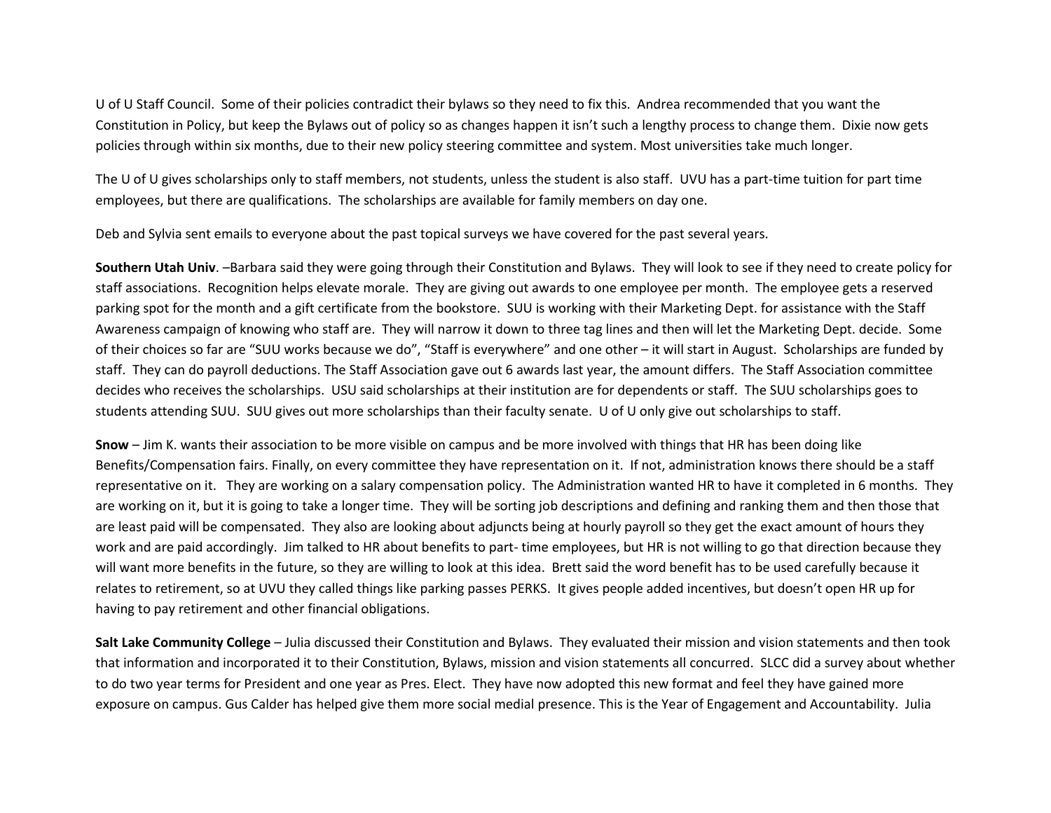U of U Staff Council. Some of their policies contradict their bylaws so they need to fix this. Andrea recommended that you want the Constitution in Policy, but keep the Bylaws out of policy so as changes happen it isn't such a lengthy process to change them. Dixie now gets policies through within six months, due to their new policy steering committee and system. Most universities take much longer.

The U of U gives scholarships only to staff members, not students, unless the student is also staff. UVU has a part-time tuition for part time employees, but there are qualifications. The scholarships are available for family members on day one.

Deb and Sylvia sent emails to everyone about the past topical surveys we have covered for the past several years.

**Southern Utah Univ**. –Barbara said they were going through their Constitution and Bylaws. They will look to see if they need to create policy for staff associations. Recognition helps elevate morale. They are giving out awards to one employee per month. The employee gets a reserved parking spot for the month and a gift certificate from the bookstore. SUU is working with their Marketing Dept. for assistance with the Staff Awareness campaign of knowing who staff are. They will narrow it down to three tag lines and then will let the Marketing Dept. decide. Some of their choices so far are "SUU works because we do", "Staff is everywhere" and one other – it will start in August. Scholarships are funded by staff. They can do payroll deductions. The Staff Association gave out 6 awards last year, the amount differs. The Staff Association committee decides who receives the scholarships. USU said scholarships at their institution are for dependents or staff. The SUU scholarships goes to students attending SUU. SUU gives out more scholarships than their faculty senate. U of U only give out scholarships to staff.

**Snow** – Jim K. wants their association to be more visible on campus and be more involved with things that HR has been doing like Benefits/Compensation fairs. Finally, on every committee they have representation on it. If not, administration knows there should be a staff representative on it. They are working on a salary compensation policy. The Administration wanted HR to have it completed in 6 months. They are working on it, but it is going to take a longer time. They will be sorting job descriptions and defining and ranking them and then those that are least paid will be compensated. They also are looking about adjuncts being at hourly payroll so they get the exact amount of hours they work and are paid accordingly. Jim talked to HR about benefits to part- time employees, but HR is not willing to go that direction because they will want more benefits in the future, so they are willing to look at this idea. Brett said the word benefit has to be used carefully because it relates to retirement, so at UVU they called things like parking passes PERKS. It gives people added incentives, but doesn't open HR up for having to pay retirement and other financial obligations.

**Salt Lake Community College** – Julia discussed their Constitution and Bylaws. They evaluated their mission and vision statements and then took that information and incorporated it to their Constitution, Bylaws, mission and vision statements all concurred. SLCC did a survey about whether to do two year terms for President and one year as Pres. Elect. They have now adopted this new format and feel they have gained more exposure on campus. Gus Calder has helped give them more social medial presence. This is the Year of Engagement and Accountability. Julia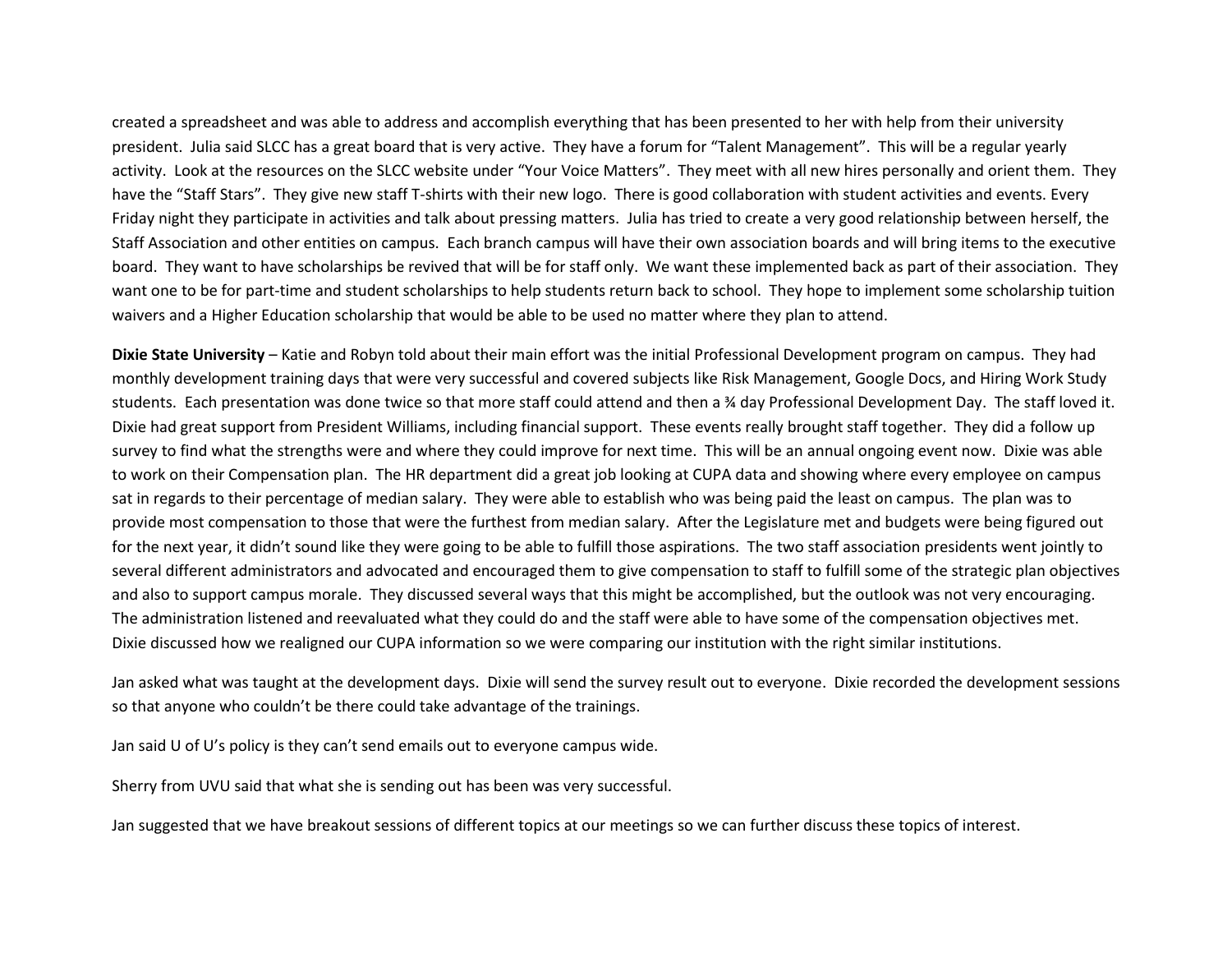created a spreadsheet and was able to address and accomplish everything that has been presented to her with help from their university president. Julia said SLCC has a great board that is very active. They have a forum for "Talent Management". This will be a regular yearly activity. Look at the resources on the SLCC website under "Your Voice Matters". They meet with all new hires personally and orient them. They have the "Staff Stars". They give new staff T-shirts with their new logo. There is good collaboration with student activities and events. Every Friday night they participate in activities and talk about pressing matters. Julia has tried to create a very good relationship between herself, the Staff Association and other entities on campus. Each branch campus will have their own association boards and will bring items to the executive board. They want to have scholarships be revived that will be for staff only. We want these implemented back as part of their association. They want one to be for part-time and student scholarships to help students return back to school. They hope to implement some scholarship tuition waivers and a Higher Education scholarship that would be able to be used no matter where they plan to attend.

**Dixie State University** – Katie and Robyn told about their main effort was the initial Professional Development program on campus. They had monthly development training days that were very successful and covered subjects like Risk Management, Google Docs, and Hiring Work Study students. Each presentation was done twice so that more staff could attend and then a ¾ day Professional Development Day. The staff loved it. Dixie had great support from President Williams, including financial support. These events really brought staff together. They did a follow up survey to find what the strengths were and where they could improve for next time. This will be an annual ongoing event now. Dixie was able to work on their Compensation plan. The HR department did a great job looking at CUPA data and showing where every employee on campus sat in regards to their percentage of median salary. They were able to establish who was being paid the least on campus. The plan was to provide most compensation to those that were the furthest from median salary. After the Legislature met and budgets were being figured out for the next year, it didn't sound like they were going to be able to fulfill those aspirations. The two staff association presidents went jointly to several different administrators and advocated and encouraged them to give compensation to staff to fulfill some of the strategic plan objectives and also to support campus morale. They discussed several ways that this might be accomplished, but the outlook was not very encouraging. The administration listened and reevaluated what they could do and the staff were able to have some of the compensation objectives met. Dixie discussed how we realigned our CUPA information so we were comparing our institution with the right similar institutions.

Jan asked what was taught at the development days. Dixie will send the survey result out to everyone. Dixie recorded the development sessions so that anyone who couldn't be there could take advantage of the trainings.

Jan said U of U's policy is they can't send emails out to everyone campus wide.

Sherry from UVU said that what she is sending out has been was very successful.

Jan suggested that we have breakout sessions of different topics at our meetings so we can further discuss these topics of interest.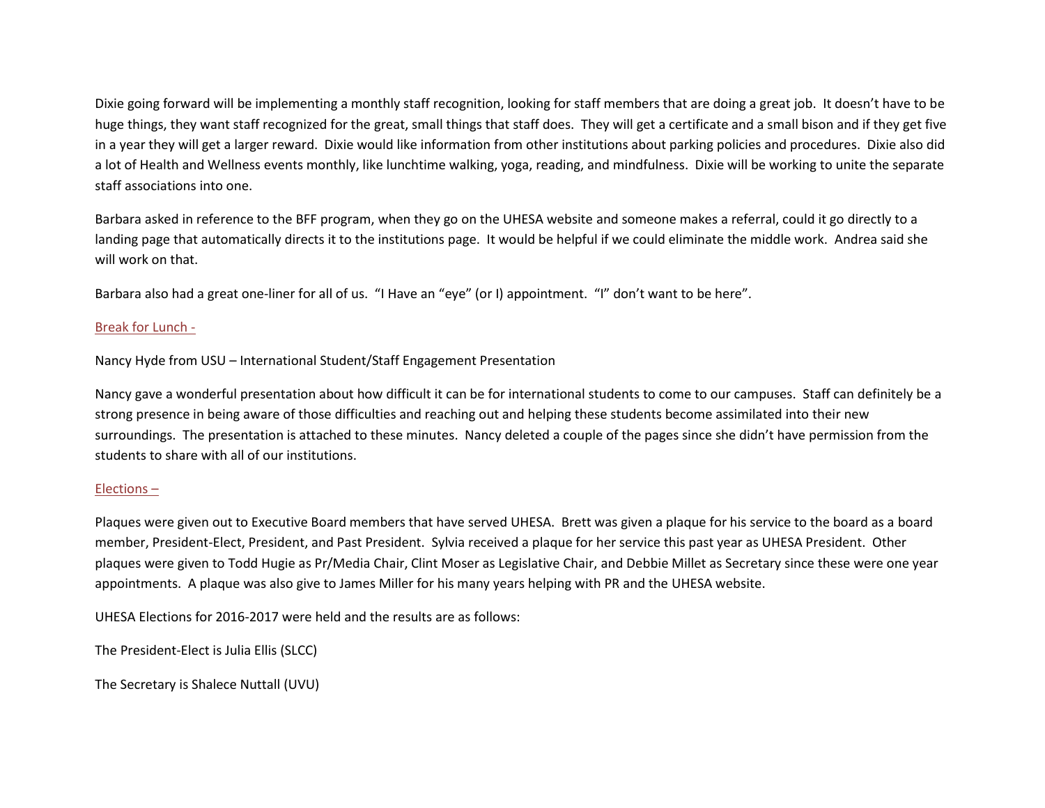Dixie going forward will be implementing a monthly staff recognition, looking for staff members that are doing a great job. It doesn't have to be huge things, they want staff recognized for the great, small things that staff does. They will get a certificate and a small bison and if they get five in a year they will get a larger reward. Dixie would like information from other institutions about parking policies and procedures. Dixie also did a lot of Health and Wellness events monthly, like lunchtime walking, yoga, reading, and mindfulness. Dixie will be working to unite the separate staff associations into one.

Barbara asked in reference to the BFF program, when they go on the UHESA website and someone makes a referral, could it go directly to a landing page that automatically directs it to the institutions page. It would be helpful if we could eliminate the middle work. Andrea said she will work on that.

Barbara also had a great one-liner for all of us. "I Have an "eye" (or I) appointment. "I" don't want to be here".

Break for Lunch -

Nancy Hyde from USU – International Student/Staff Engagement Presentation

Nancy gave a wonderful presentation about how difficult it can be for international students to come to our campuses. Staff can definitely be a strong presence in being aware of those difficulties and reaching out and helping these students become assimilated into their new surroundings. The presentation is attached to these minutes. Nancy deleted a couple of the pages since she didn't have permission from the students to share with all of our institutions.

Elections –

Plaques were given out to Executive Board members that have served UHESA. Brett was given a plaque for his service to the board as a board member, President-Elect, President, and Past President. Sylvia received a plaque for her service this past year as UHESA President. Other plaques were given to Todd Hugie as Pr/Media Chair, Clint Moser as Legislative Chair, and Debbie Millet as Secretary since these were one year appointments. A plaque was also give to James Miller for his many years helping with PR and the UHESA website.

UHESA Elections for 2016-2017 were held and the results are as follows:

The President-Elect is Julia Ellis (SLCC)

The Secretary is Shalece Nuttall (UVU)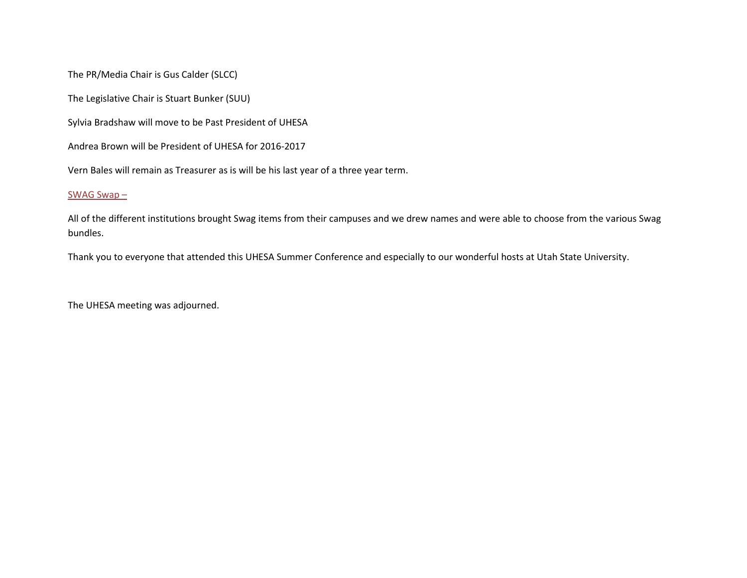The PR/Media Chair is Gus Calder (SLCC)

The Legislative Chair is Stuart Bunker (SUU)

Sylvia Bradshaw will move to be Past President of UHESA

Andrea Brown will be President of UHESA for 2016-2017

Vern Bales will remain as Treasurer as is will be his last year of a three year term.

SWAG Swap –

All of the different institutions brought Swag items from their campuses and we drew names and were able to choose from the various Swag bundles.

Thank you to everyone that attended this UHESA Summer Conference and especially to our wonderful hosts at Utah State University.

The UHESA meeting was adjourned.